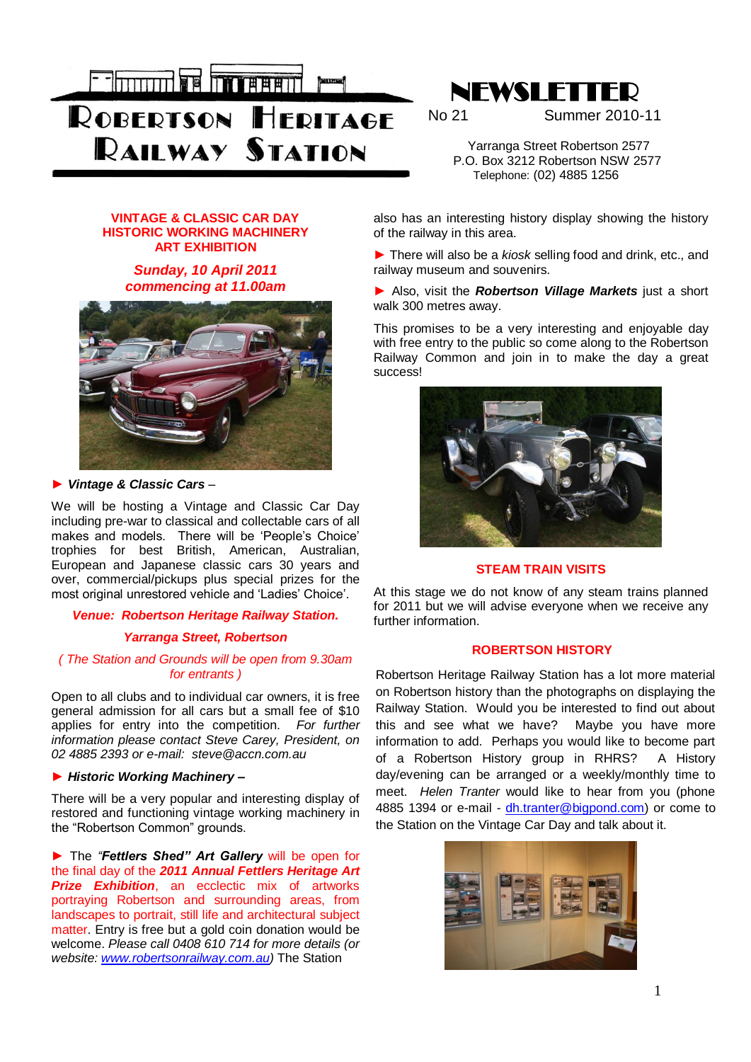# Robertson Heritage Railway Station

# NEWSLETTER

No 21 Summer 2010-11

Yarranga Street Robertson 2577
P.O. Box 3212 Robertson NSW 2577
Telephone: (02) 4885 1256

## VINTAGE & CLASSIC CAR DAY
## HISTORIC WORKING MACHINERY
## ART EXHIBITION

***Sunday, 10 April 2011***
***commencing at 11.00am***

► ***Vintage & Classic Cars*** –

We will be hosting a Vintage and Classic Car Day including pre-war to classical and collectable cars of all makes and models. There will be 'People's Choice' trophies for best British, American, Australian, European and Japanese classic cars 30 years and over, commercial/pickups plus special prizes for the most original unrestored vehicle and 'Ladies' Choice'.

***Venue: Robertson Heritage Railway Station.***

***Yarranga Street, Robertson***

*( The Station and Grounds will be open from 9.30am for entrants )*

Open to all clubs and to individual car owners, it is free general admission for all cars but a small fee of $10 applies for entry into the competition. *For further information please contact Steve Carey, President, on 02 4885 2393 or e-mail: steve@accn.com.au*

► ***Historic Working Machinery –***

There will be a very popular and interesting display of restored and functioning vintage working machinery in the "Robertson Common" grounds.

► The ***"Fettlers Shed" Art Gallery*** will be open for the final day of the ***2011 Annual Fettlers Heritage Art Prize Exhibition***, an ecclectic mix of artworks portraying Robertson and surrounding areas, from landscapes to portrait, still life and architectural subject matter. Entry is free but a gold coin donation would be welcome. *Please call 0408 610 714 for more details (or website: www.robertsonrailway.com.au)* The Station also has an interesting history display showing the history of the railway in this area.

► There will also be a *kiosk* selling food and drink, etc., and railway museum and souvenirs.

► Also, visit the ***Robertson Village Markets*** just a short walk 300 metres away.

This promises to be a very interesting and enjoyable day with free entry to the public so come along to the Robertson Railway Common and join in to make the day a great success!

## STEAM TRAIN VISITS

At this stage we do not know of any steam trains planned for 2011 but we will advise everyone when we receive any further information.

## ROBERTSON HISTORY

Robertson Heritage Railway Station has a lot more material on Robertson history than the photographs on displaying the Railway Station. Would you be interested to find out about this and see what we have? Maybe you have more information to add. Perhaps you would like to become part of a Robertson History group in RHRS? A History day/evening can be arranged or a weekly/monthly time to meet. *Helen Tranter* would like to hear from you (phone 4885 1394 or e-mail - dh.tranter@bigpond.com) or come to the Station on the Vintage Car Day and talk about it.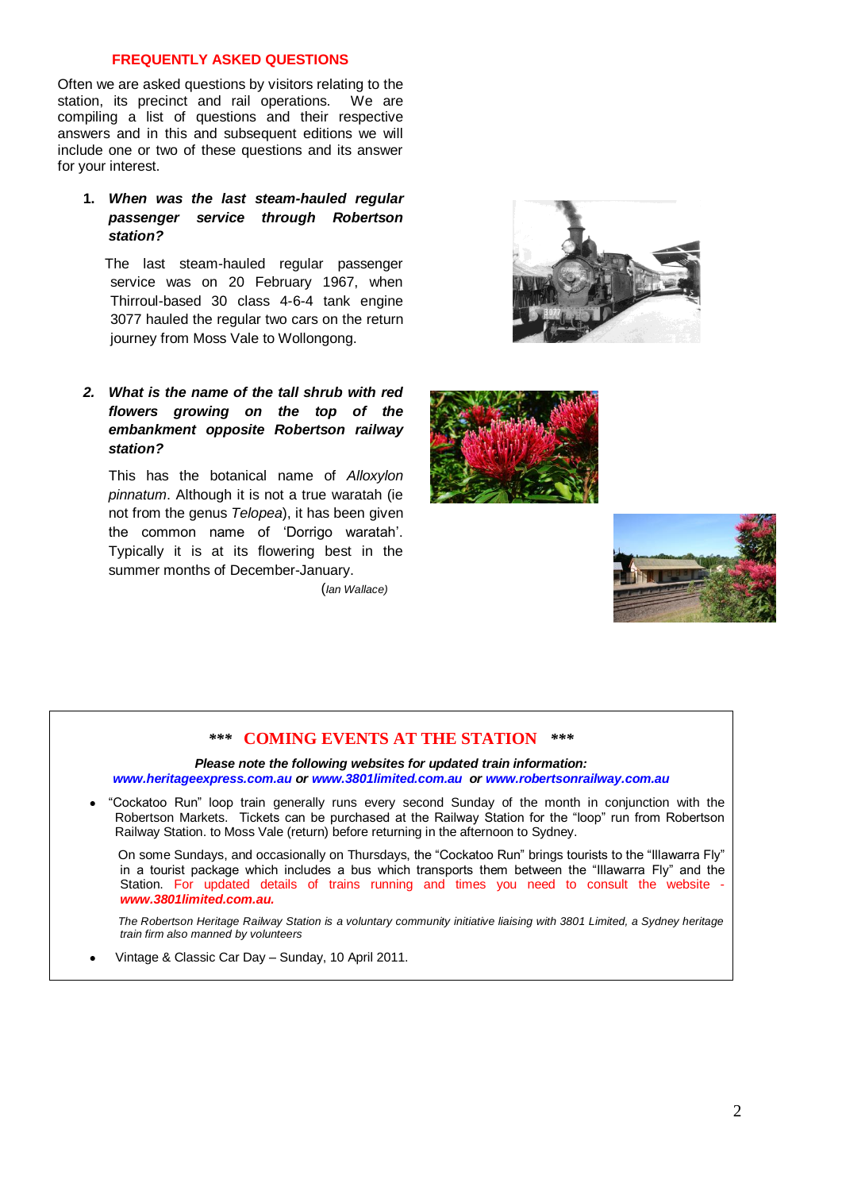## FREQUENTLY ASKED QUESTIONS

Often we are asked questions by visitors relating to the station, its precinct and rail operations. We are compiling a list of questions and their respective answers and in this and subsequent editions we will include one or two of these questions and its answer for your interest.

1. ***When was the last steam-hauled regular passenger service through Robertson station?***

   The last steam-hauled regular passenger service was on 20 February 1967, when Thirroul-based 30 class 4-6-4 tank engine 3077 hauled the regular two cars on the return journey from Moss Vale to Wollongong.

2. ***What is the name of the tall shrub with red flowers growing on the top of the embankment opposite Robertson railway station?***

   This has the botanical name of *Alloxylon pinnatum*. Although it is not a true waratah (ie not from the genus *Telopea*), it has been given the common name of 'Dorrigo waratah'. Typically it is at its flowering best in the summer months of December-January.

   (*Ian Wallace*)

## *** COMING EVENTS AT THE STATION ***

***Please note the following websites for updated train information:***
***www.heritageexpress.com.au or www.3801limited.com.au or www.robertsonrailway.com.au***

- "Cockatoo Run" loop train generally runs every second Sunday of the month in conjunction with the Robertson Markets. Tickets can be purchased at the Railway Station for the "loop" run from Robertson Railway Station. to Moss Vale (return) before returning in the afternoon to Sydney.

  On some Sundays, and occasionally on Thursdays, the "Cockatoo Run" brings tourists to the "Illawarra Fly" in a tourist package which includes a bus which transports them between the "Illawarra Fly" and the Station. For updated details of trains running and times you need to consult the website - ***www.3801limited.com.au.***

  *The Robertson Heritage Railway Station is a voluntary community initiative liaising with 3801 Limited, a Sydney heritage train firm also manned by volunteers*

- Vintage & Classic Car Day – Sunday, 10 April 2011.